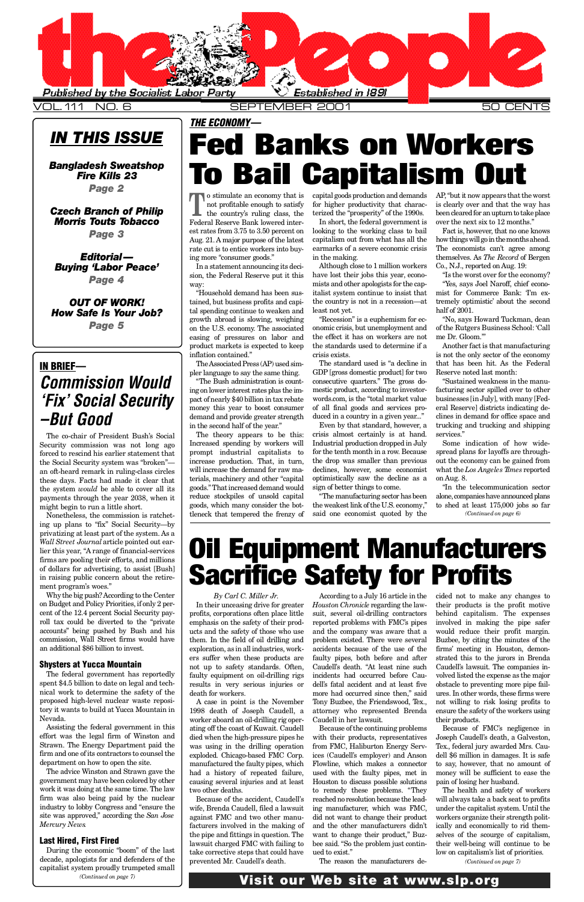# the People

Published by the Socialist Labor Party — Established in 1891

VOL. 111 NO. 6 SEPTEMBER 2001 50 CENTS

## IN THIS ISSUE

**Bangladesh Sweatshop Fire Kills 23** — Page 2

**Czech Branch of Philip Morris Touts Tobacco** — Page 3

**Editorial— Buying 'Labor Peace'** — Page 4

**OUT OF WORK! How Safe Is Your Job?** — Page 5

***THE ECONOMY—***

# Fed Banks on Workers To Bail Capitalism Out

To stimulate an economy that is not profitable enough to satisfy the country's ruling class, the Federal Reserve Bank lowered interest rates from 3.75 to 3.50 percent on Aug. 21. A major purpose of the latest rate cut is to entice workers into buying more "consumer goods."

In a statement announcing its decision, the Federal Reserve put it this way:

"Household demand has been sustained, but business profits and capital spending continue to weaken and growth abroad is slowing, weighing on the U.S. economy. The associated easing of pressures on labor and product markets is expected to keep inflation contained."

The Associated Press (AP) used simpler language to say the same thing.

"The Bush administration is counting on lower interest rates plus the impact of nearly $40 billion in tax rebate money this year to boost consumer demand and provide greater strength in the second half of the year."

The theory appears to be this: Increased spending by workers will prompt industrial capitalists to increase production. That, in turn, will increase the demand for raw materials, machinery and other "capital goods." That increased demand would reduce stockpiles of unsold capital goods, which many consider the bottleneck that tempered the frenzy of capital goods production and demands for higher productivity that characterized the "prosperity" of the 1990s.

In short, the federal government is looking to the working class to bail capitalism out from what has all the earmarks of a severe economic crisis in the making.

Although close to 1 million workers have lost their jobs this year, economists and other apologists for the capitalist system continue to insist that the country is not in a recession—at least not yet.

"Recession" is a euphemism for economic crisis, but unemployment and the effect it has on workers are not the standards used to determine if a crisis exists.

The standard used is "a decline in GDP [gross domestic product] for two consecutive quarters." The gross domestic product, according to investorwords.com, is the "total market value of all final goods and services produced in a country in a given year..."

Even by that standard, however, a crisis almost certainly is at hand. Industrial production dropped in July for the tenth month in a row. Because the drop was smaller than previous declines, however, some economist optimistically saw the decline as a sign of better things to come.

"The manufacturing sector has been the weakest link of the U.S. economy," said one economist quoted by the AP, "but it now appears that the worst is clearly over and that the way has been cleared for an upturn to take place over the next six to 12 months."

Fact is, however, that no one knows how things will go in the months ahead. The economists can't agree among themselves. As *The Record* of Bergen Co., N.J., reported on Aug. 19:

"Is the worst over for the economy?

"Yes, says Joel Naroff, chief economist for Commerce Bank: 'I'm extremely optimistic' about the second half of 2001.

"No, says Howard Tuckman, dean of the Rutgers Business School: 'Call me Dr. Gloom.'"

Another fact is that manufacturing is not the only sector of the economy that has been hit. As the Federal Reserve noted last month:

"Sustained weakness in the manufacturing sector spilled over to other businesses [in July], with many [Federal Reserve] districts indicating declines in demand for office space and trucking and trucking and shipping services."

Some indication of how widespread plans for layoffs are throughout the economy can be gained from what the *Los Angeles Times* reported on Aug. 8.

"In the telecommunication sector alone, companies have announced plans to shed at least 175,000 jobs so far

*(Continued on page 6)*

## IN BRIEF—

### Commission Would 'Fix' Social Security —But Good

The co-chair of President Bush's Social Security commission was not long ago forced to rescind his earlier statement that the Social Security system was "broken"—an oft-heard remark in ruling-class circles these days. Facts had made it clear that the system *would* be able to cover all its payments through the year 2038, when it might begin to run a little short.

Nonetheless, the commission is ratcheting up plans to "fix" Social Security—by privatizing at least part of the system. As a *Wall Street Journal* article pointed out earlier this year, "A range of financial-services firms are pooling their efforts, and millions of dollars for advertising, to assist [Bush] in raising public concern about the retirement program's woes."

Why the big push? According to the Center on Budget and Policy Priorities, if only 2 percent of the 12.4 percent Social Security payroll tax could be diverted to the "private accounts" being pushed by Bush and his commission, Wall Street firms would have an additional $86 billion to invest.

### Shysters at Yucca Mountain

The federal government has reportedly spent $4.5 billion to date on legal and technical work to determine the safety of the proposed high-level nuclear waste repository it wants to build at Yucca Mountain in Nevada.

Assisting the federal government in this effort was the legal firm of Winston and Strawn. The Energy Department paid the firm and one of its contractors to counsel the department on how to open the site.

The advice Winston and Strawn gave the government may have been colored by other work it was doing at the same time. The law firm was also being paid by the nuclear industry to lobby Congress and "ensure the site was approved," according the *San Jose Mercury News*.

### Last Hired, First Fired

During the economic "boom" of the last decade, apologists for and defenders of the capitalist system proudly trumpeted small

*(Continued on page 7)*

# Oil Equipment Manufacturers Sacrifice Safety for Profits

*By Carl C. Miller Jr.*

In their unceasing drive for greater profits, corporations often place little emphasis on the safety of their products and the safety of those who use them. In the field of oil drilling and exploration, as in all industries, workers suffer when these products are not up to safety standards. Often, faulty equipment on oil-drilling rigs results in very serious injuries or death for workers.

A case in point is the November 1998 death of Joseph Caudell, a worker aboard an oil-drilling rig operating off the coast of Kuwait. Caudell died when the high-pressure pipes he was using in the drilling operation exploded. Chicago-based FMC Corp. manufactured the faulty pipes, which had a history of repeated failure, causing several injuries and at least two other deaths.

Because of the accident, Caudell's wife, Brenda Caudell, filed a lawsuit against FMC and two other manufacturers involved in the making of the pipe and fittings in question. The lawsuit charged FMC with failing to take corrective steps that could have prevented Mr. Caudell's death.

According to a July 16 article in the *Houston Chronicle* regarding the lawsuit, several oil-drilling contractors reported problems with FMC's pipes and the company was aware that a problem existed. There were several accidents because of the use of the faulty pipes, both before and after Caudell's death. "At least nine such incidents had occurred before Caudell's fatal accident and at least five more had occurred since then," said Tony Buzbee, the Friendswood, Tex., attorney who represented Brenda Caudell in her lawsuit.

Because of the continuing problems with their products, representatives from FMC, Haliburton Energy Services (Caudell's employer) and Anson Flowline, which makes a connector used with the faulty pipes, met in Houston to discuss possible solutions to remedy these problems. "They reached no resolution because the leading manufacturer, which was FMC, did not want to change their product and the other manufacturers didn't want to change their product," Buzbee said. "So the problem just continued to exist."

The reason the manufacturers decided not to make any changes to their products is the profit motive behind capitalism. The expenses involved in making the pipe safer would reduce their profit margin. Buzbee, by citing the minutes of the firms' meeting in Houston, demonstrated this to the jurors in Brenda Caudell's lawsuit. The companies involved listed the expense as the major obstacle to preventing more pipe failures. In other words, these firms were not willing to risk losing profits to ensure the safety of the workers using their products.

Because of FMC's negligence in Joseph Caudell's death, a Galveston, Tex., federal jury awarded Mrs. Caudell $6 million in damages. It is safe to say, however, that no amount of money will be sufficient to ease the pain of losing her husband.

The health and safety of workers will always take a back seat to profits under the capitalist system. Until the workers organize their strength politically and economically to rid themselves of the scourge of capitalism, their well-being will continue to be low on capitalism's list of priorities.

*(Continued on page 7)*

**Visit our Web site at www.slp.org**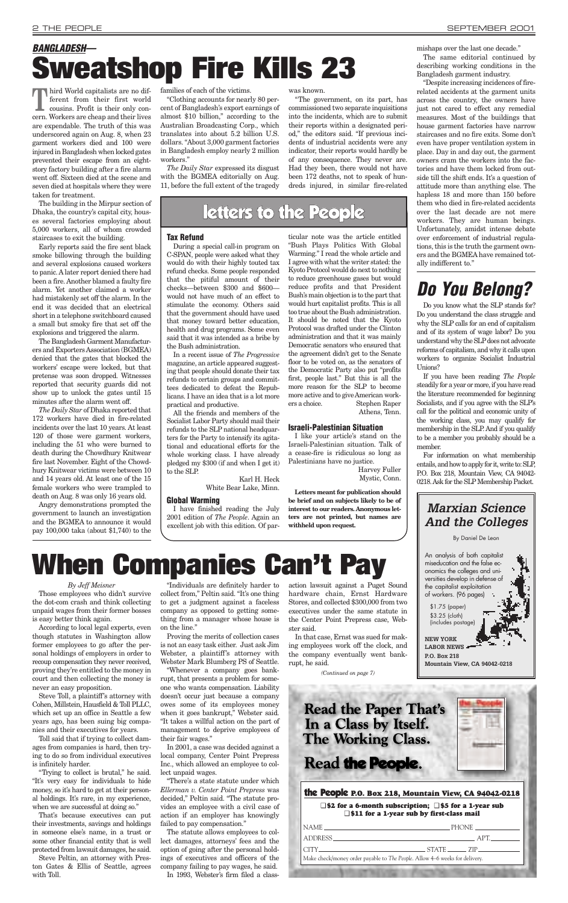## *BANGLADESH*—

# Sweatshop Fire Kills 23

Third World capitalists are no different from their first world cousins. Profit is their only concern. Workers are cheap and their lives are expendable. The truth of this was underscored again on Aug. 8, when 23 garment workers died and 100 were injured in Bangladesh when locked gates prevented their escape from an eight-story factory building after a fire alarm went off. Sixteen died at the scene and seven died at hospitals where they were taken for treatment.

The building in the Mirpur section of Dhaka, the country's capital city, houses several factories employing about 5,000 workers, all of whom crowded staircases to exit the building.

Early reports said the fire sent black smoke billowing through the building and several explosions caused workers to panic. A later report denied there had been a fire. Another blamed a faulty fire alarm. Yet another claimed a worker had mistakenly set off the alarm. In the end it was decided that an electrical short in a telephone switchboard caused a small but smoky fire that set off the explosions and triggered the alarm.

The Bangladesh Garment Manufacturers and Exporters Association (BGMEA) denied that the gates that blocked the workers' escape were locked, but that pretense was soon dropped. Witnesses reported that security guards did not show up to unlock the gates until 15 minutes after the alarm went off.

*The Daily Star* of Dhaka reported that 172 workers have died in fire-related incidents over the last 10 years. At least 120 of those were garment workers, including the 51 who were burned to death during the Chowdhury Knitwear fire last November. Eight of the Chowdhury Knitwear victims were between 10 and 14 years old. At least one of the 15 female workers who were trampled to death on Aug. 8 was only 16 years old.

Angry demonstrations prompted the government to launch an investigation and the BGMEA to announce it would pay 100,000 taka (about $1,740) to the families of each of the victims.

"Clothing accounts for nearly 80 percent of Bangladesh's export earnings of almost $10 billion," according to the Australian Broadcasting Corp., which translates into about 5.2 billion U.S. dollars. "About 3,000 garment factories in Bangladesh employ nearly 2 million workers."

*The Daily Star* expressed its disgust with the BGMEA editorially on Aug. 11, before the full extent of the tragedy was known.

"The government, on its part, has commissioned two separate inquisitions into the incidents, which are to submit their reports within a designated period," the editors said. "If previous incidents of industrial accidents were any indicator, their reports would hardly be of any consequence. They never are. Had they been, there would not have been 172 deaths, not to speak of hundreds injured, in similar fire-related mishaps over the last one decade."

The same editorial continued by describing working conditions in the Bangladesh garment industry.

"Despite increasing incidences of fire-related accidents at the garment units across the country, the owners have just not cared to effect any remedial measures. Most of the buildings that house garment factories have narrow staircases and no fire exits. Some don't even have proper ventilation system in place. Day in and day out, the garment owners cram the workers into the factories and have them locked from outside till the shift ends. It's a question of attitude more than anything else. The hapless 18 and more than 150 before them who died in fire-related accidents over the last decade are not mere workers. They are human beings. Unfortunately, amidst intense debate over enforcement of industrial regulations, this is the truth the garment owners and the BGMEA have remained totally indifferent to."

## letters to the People

### Tax Refund

During a special call-in program on C-SPAN, people were asked what they would do with their highly touted tax refund checks. Some people responded that the pitiful amount of their checks—between $300 and $600—would not have much of an effect to stimulate the economy. Others said that the government should have used that money toward better education, health and drug programs. Some even said that it was intended as a bribe by the Bush administration.

In a recent issue of *The Progressive* magazine, an article appeared suggesting that people should donate their tax refunds to certain groups and committees dedicated to defeat the Republicans. I have an idea that is a lot more practical and productive.

All the friends and members of the Socialist Labor Party should mail their refunds to the SLP national headquarters for the Party to intensify its agitational and educational efforts for the whole working class. I have already pledged my $300 (if and when I get it) to the SLP.

Karl H. Heck
White Bear Lake, Minn.

### Global Warming

I have finished reading the July 2001 edition of *The People*. Again an excellent job with this edition. Of particular note was the article entitled "Bush Plays Politics With Global Warming." I read the whole article and I agree with what the writer stated: the Kyoto Protocol would do next to nothing to reduce greenhouse gases but would reduce profits and that President Bush's main objection is to the part that would hurt capitalist profits. This is all too true about the Bush administration. It should be noted that the Kyoto Protocol was drafted under the Clinton administration and that it was mainly Democratic senators who ensured that the agreement didn't get to the Senate floor to be voted on, as the senators of the Democratic Party also put "profits first, people last." But this is all the more reason for the SLP to become more active and to give American workers a choice.

Stephen Raper
Athens, Tenn.

### Israeli-Palestinian Situation

I like your article's stand on the Israeli-Palestinian situation. Talk of a cease-fire is ridiculous so long as Palestinians have no justice.

Harvey Fuller
Mystic, Conn.

**Letters meant for publication should be brief and on subjects likely to be of interest to our readers. Anonymous letters are not printed, but names are withheld upon request.**

## Do You Belong?

Do you know what the SLP stands for? Do you understand the class struggle and why the SLP calls for an end of capitalism and of its system of wage labor? Do you understand why the SLP does not advocate reforms of capitalism, and why it calls upon workers to organize Socialist Industrial Unions?

If you have been reading *The People* steadily for a year or more, if you have read the literature recommended for beginning Socialists, and if you agree with the SLP's call for the political and economic unity of the working class, you may qualify for membership in the SLP. And if you qualify to be a member you probably should be a member.

For information on what membership entails, and how to apply for it, write to: SLP, P.O. Box 218, Mountain View, CA 94042-0218. Ask for the SLP Membership Packet.

# When Companies Can't Pay

*By Jeff Meisner*

Those employees who didn't survive the dot-com crash and think collecting unpaid wages from their former bosses is easy better think again.

According to local legal experts, even though statutes in Washington allow former employees to go after the personal holdings of employers in order to recoup compensation they never received, proving they're entitled to the money in court and then collecting the money is never an easy proposition.

Steve Toll, a plaintiff's attorney with Cohen, Millstein, Hausfield & Toll PLLC, which set up an office in Seattle a few years ago, has been suing big companies and their executives for years.

Toll said that if trying to collect damages from companies is hard, then trying to do so from individual executives is infinitely harder.

"Trying to collect is brutal," he said. "It's very easy for individuals to hide money, so it's hard to get at their personal holdings. It's rare, in my experience, when we are successful at doing so."

That's because executives can put their investments, savings and holdings in someone else's name, in a trust or some other financial entity that is well protected from lawsuit damages, he said.

Steve Peltin, an attorney with Preston Gates & Ellis of Seattle, agrees with Toll.

"Individuals are definitely harder to collect from," Peltin said. "It's one thing to get a judgment against a faceless company as opposed to getting something from a manager whose house is on the line."

Proving the merits of collection cases is not an easy task either. Just ask Jim Webster, a plaintiff's attorney with Webster Mark Blumberg PS of Seattle.

"Whenever a company goes bankrupt, that presents a problem for someone who wants compensation. Liability doesn't occur just because a company owes some of its employees money when it goes bankrupt," Webster said. "It takes a willful action on the part of management to deprive employees of their fair wages."

In 2001, a case was decided against a local company, Center Point Prepress Inc., which allowed an employee to collect unpaid wages.

"There's a state statute under which *Ellerman v. Center Point Prepress* was decided," Peltin said. "The statute provides an employee with a civil case of action if an employer has knowingly failed to pay compensation."

The statute allows employees to collect damages, attorneys' fees and the option of going after the personal holdings of executives and officers of the company failing to pay wages, he said.

In 1993, Webster's firm filed a class-action lawsuit against a Puget Sound hardware chain, Ernst Hardware Stores, and collected $300,000 from two executives under the same statute in the Center Point Prepress case, Webster said.

In that case, Ernst was sued for making employees work off the clock, and the company eventually went bankrupt, he said.

*(Continued on page 7)*

## *Marxian Science And the Colleges*

By Daniel De Leon

An analysis of both capitalist miseducation and the false economics the colleges and universities develop in defense of the capitalist exploitation of workers. (96 pages)

$1.75 (paper)
$3.25 (cloth)
(includes postage)

**NEW YORK LABOR NEWS**
**P.O. Box 218**
**Mountain View, CA 94042-0218**

## Read the Paper That's In a Class by Itself. The Working Class.

## Read the People.

**the People P.O. Box 218, Mountain View, CA 94042-0218**

**❑ $2 for a 6-month subscription; ❑ $5 for a 1-year sub**
**❑ $11 for a 1-year sub by first-class mail**

NAME ________________ PHONE ________

ADDRESS ________________ APT. ________

CITY ________________ STATE ______ ZIP ________

Make check/money order payable to *The People*. Allow 4–6 weeks for delivery.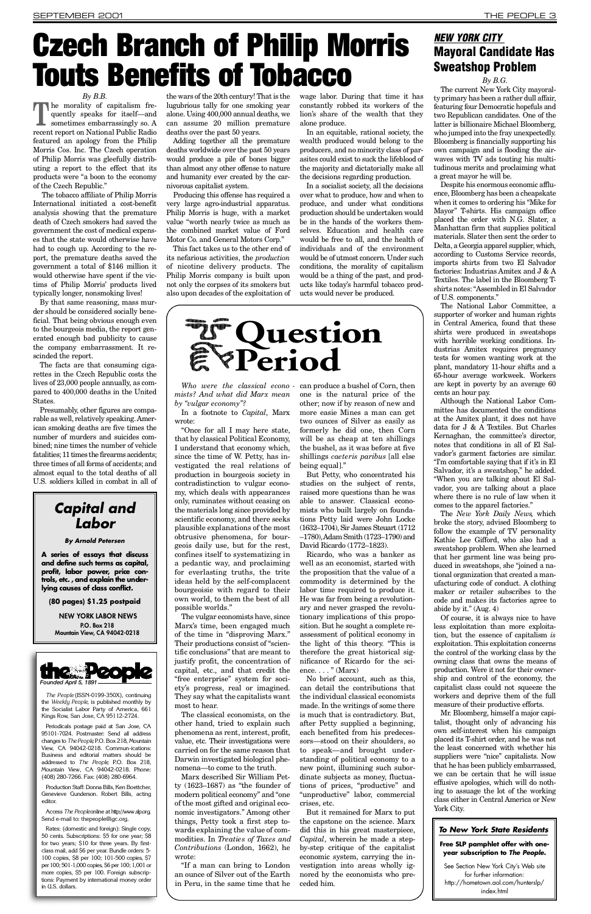# Czech Branch of Philip Morris Touts Benefits of Tobacco

*By B.B.*

The morality of capitalism frequently speaks for itself—and sometimes embarrassingly so. A recent report on National Public Radio featured an apology from the Philip Morris Cos. Inc. The Czech operation of Philip Morris was gleefully distributing a report to the effect that its products were "a boon to the economy of the Czech Republic."

The tobacco affiliate of Philip Morris International initiated a cost-benefit analysis showing that the premature death of Czech smokers had saved the government the cost of medical expenses that the state would otherwise have had to cough up. According to the report, the premature deaths saved the government a total of $146 million it would otherwise have spent if the victims of Philip Morris' products lived typically longer, nonsmoking lives!

By that same reasoning, mass murder should be considered socially beneficial. That being obvious enough even to the bourgeois media, the report generated enough bad publicity to cause the company embarrassment. It rescinded the report.

The facts are that consuming cigarettes in the Czech Republic costs the lives of 23,000 people annually, as compared to 400,000 deaths in the United States.

Presumably, other figures are comparable as well, relatively speaking. American smoking deaths are five times the number of murders and suicides combined; nine times the number of vehicle fatalities; 11 times the firearms accidents; three times of all forms of accidents; and almost equal to the total deaths of all U.S. soldiers killed in combat in all of the wars of the 20th century! That is the lugubrious tally for one smoking year alone. Using 400,000 annual deaths, we can assume 20 million premature deaths over the past 50 years.

Adding together all the premature deaths worldwide over the past 50 years would produce a pile of bones bigger than almost any other offense to nature and humanity ever created by the carnivorous capitalist system.

Producing this offense has required a very large agro-industrial apparatus. Philip Morris is huge, with a market value "worth nearly twice as much as the combined market value of Ford Motor Co. and General Motors Corp."

This fact takes us to the other end of its nefarious activities, the *production* of nicotine delivery products. The Philip Morris company is built upon not only the corpses of its smokers but also upon decades of the exploitation of wage labor. During that time it has constantly robbed its workers of the lion's share of the wealth that they alone produce.

In an equitable, rational society, the wealth produced would belong to the producers, and no minority class of parasites could exist to suck the lifeblood of the majority and dictatorially make all the decisions regarding production.

In a socialist society, all the decisions over what to produce, how and when to produce, and under what conditions production should be undertaken would be in the hands of the workers themselves. Education and health care would be free to all, and the health of individuals and of the environment would be of utmost concern. Under such conditions, the morality of capitalism would be a thing of the past, and products like today's harmful tobacco products would never be produced.

## Capital and Labor

**By Arnold Petersen**

**A series of essays that discuss and define such terms as capital, profit, labor power, price controls, etc., and explain the underlying causes of class conflict.**

**(80 pages) $1.25 postpaid**

NEW YORK LABOR NEWS
P.O. Box 218
Mountain View, CA 94042-0218

## the People

*Founded April 5, 1891*

*The People* (ISSN-0199-350X), continuing the *Weekly People*, is published monthly by the Socialist Labor Party of America, 661 Kings Row, San Jose, CA 95112-2724.

Periodicals postage paid at San Jose, CA 95101-7024. Postmaster: Send all address changes to *The People* P.O. Box 218, Mountain View, CA 94042-0218. Communications: Business and editorial matters should be addressed to *The People*, P.O. Box 218, Mountain View, CA 94042-0218. Phone: (408) 280-7266. Fax: (408) 280-6964.

Production Staff: Donna Bills, Ken Boettcher, Genevieve Gunderson. Robert Bills, acting editor.

Access *The People* online at http://www.slp.org. Send e-mail to: thepeople@igc.org.

Rates: (domestic and foreign): Single copy, 50 cents. Subscriptions: $5 for one year; $8 for two years; $10 for three years. By first-class mail, add $6 per year. Bundle orders: 5-100 copies, $8 per 100; 101-500 copies, $7 per 100; 501-1,000 copies, $6 per 100; 1,001 or more copies, $5 per 100. Foreign subscriptions: Payment by international money order in U.S. dollars.

# Question Period

*Who were the classical economists? And what did Marx mean by "vulgar economy"?*

In a footnote to *Capital*, Marx wrote:

"Once for all I may here state, that by classical Political Economy, I understand that economy which, since the time of W. Petty, has investigated the real relations of production in bourgeois society in contradistinction to vulgar economy, which deals with appearances only, ruminates without ceasing on the materials long since provided by scientific economy, and there seeks plausible explanations of the most obtrusive phenomena, for bourgeois daily use, but for the rest, confines itself to systematizing in a pedantic way, and proclaiming for everlasting truths, the trite ideas held by the self-complacent bourgeoisie with regard to their own world, to them the best of all possible worlds."

The vulgar economists have, since Marx's time, been engaged much of the time in "disproving Marx." Their productions consist of "scientific conclusions" that are meant to justify profit, the concentration of capital, etc., and that credit the "free enterprise" system for society's progress, real or imagined. They say what the capitalists want most to hear.

The classical economists, on the other hand, tried to explain such phenomena as rent, interest, profit, value, etc. Their investigations were carried on for the same reason that Darwin investigated biological phenomena—to come to the truth.

Marx described Sir William Petty (1623–1687) as "the founder of modern political economy" and "one of the most gifted and original economic investigators." Among other things, Petty took a first step towards explaining the value of commodities. In *Treaties of Taxes and Contributions* (London, 1662), he wrote:

"If a man can bring to London an ounce of Silver out of the Earth in Peru, in the same time that he can produce a bushel of Corn, then one is the natural price of the other; now if by reason of new and more easie Mines a man can get two ounces of Silver as easily as formerly he did one, then Corn will be as cheap at ten shillings the bushel, as it was before at five shillings *caeteris paribus* [all else being equal]."

But Petty, who concentrated his studies on the subject of rents, raised more questions than he was able to answer. Classical economists who built largely on foundations Petty laid were John Locke (1632–1704), Sir James Steuart (1712–1780), Adam Smith (1723–1790) and David Ricardo (1772–1823).

Ricardo, who was a banker as well as an economist, started with the proposition that the value of a commodity is determined by the labor time required to produce it. He was far from being a revolutionary and never grasped the revolutionary implications of this proposition. But he sought a complete reassessment of political economy in the light of this theory. "This is therefore the great historical significance of Ricardo for the science. . . . " (Marx)

No brief account, such as this, can detail the contributions that the individual classical economists made. In the writings of some there is much that is contradictory. But, after Petty supplied a beginning, each benefited from his predecessors—stood on their shoulders, so to speak—and brought understanding of political economy to a new point, illumining such subordinate subjects as money, fluctuations of prices, "productive" and "unproductive" labor, commercial crises, etc.

But it remained for Marx to put the capstone on the science. Marx did this in his great masterpiece, *Capital*, wherein he made a step-by-step critique of the capitalist economic system, carrying the investigation into areas wholly ignored by the economists who preceded him.

## *NEW YORK CITY* Mayoral Candidate Has Sweatshop Problem

*By B.G.*

The current New York City mayoralty primary has been a rather dull affair, featuring four Democratic hopefuls and two Republican candidates. One of the latter is billionaire Michael Bloomberg, who jumped into the fray unexpectedly. Bloomberg is financially supporting his own campaign and is flooding the airwaves with TV ads touting his multitudinous merits and proclaiming what a great mayor he will be.

Despite his enormous economic affluence, Bloomberg has been a cheapskate when it comes to ordering his "Mike for Mayor" T-shirts. His campaign office placed the order with N.G. Slater, a Manhattan firm that supplies political materials. Slater then sent the order to Delta, a Georgia apparel supplier, which, according to Customs Service records, imports shirts from two El Salvador factories: Industrias Amitex and J & A Textiles. The label in the Bloomberg T-shirts notes: "Assembled in El Salvador of U.S. components."

The National Labor Committee, a supporter of worker and human rights in Central America, found that these shirts were produced in sweatshops with horrible working conditions. Industrias Amitex requires pregnancy tests for women wanting work at the plant, mandatory 11-hour shifts and a 65-hour average workweek. Workers are kept in poverty by an average 60 cents an hour pay.

Although the National Labor Committee has documented the conditions at the Amitex plant, it does not have data for J & A Textiles. But Charles Kernaghan, the committee's director, notes that conditions in all of El Salvador's garment factories are similar. "I'm comfortable saying that if it's in El Salvador, it's a sweatshop," he added. "When you are talking about El Salvador, you are talking about a place where there is no rule of law when it comes to the apparel factories."

The *New York Daily News*, which broke the story, advised Bloomberg to follow the example of TV personality Kathie Lee Gifford, who also had a sweatshop problem. When she learned that her garment line was being produced in sweatshops, she "joined a national organization that created a manufacturing code of conduct. A clothing maker or retailer subscribes to the code and makes its factories agree to abide by it." (Aug. 4)

Of course, it is always nice to have less exploitation than more exploitation, but the essence of capitalism *is* exploitation. This exploitation concerns the control of the working class by the owning class that owns the means of production. Were it not for their ownership and control of the economy, the capitalist class could not squeeze the workers and deprive them of the full measure of their productive efforts.

Mr. Bloomberg, himself a major capitalist, thought only of advancing his own self-interest when his campaign placed its T-shirt order, and he was not the least concerned with whether his suppliers were "nice" capitalists. Now that he has been publicly embarrassed, we can be certain that he will issue effusive apologies, which will do nothing to assuage the lot of the working class either in Central America or New York City.

### *To New York State Residents*

**Free SLP pamphlet offer with one-year subscription to *The People*.**

See Section New York City's Web site for further information:
http://hometown.aol.com/huntersIp/index.html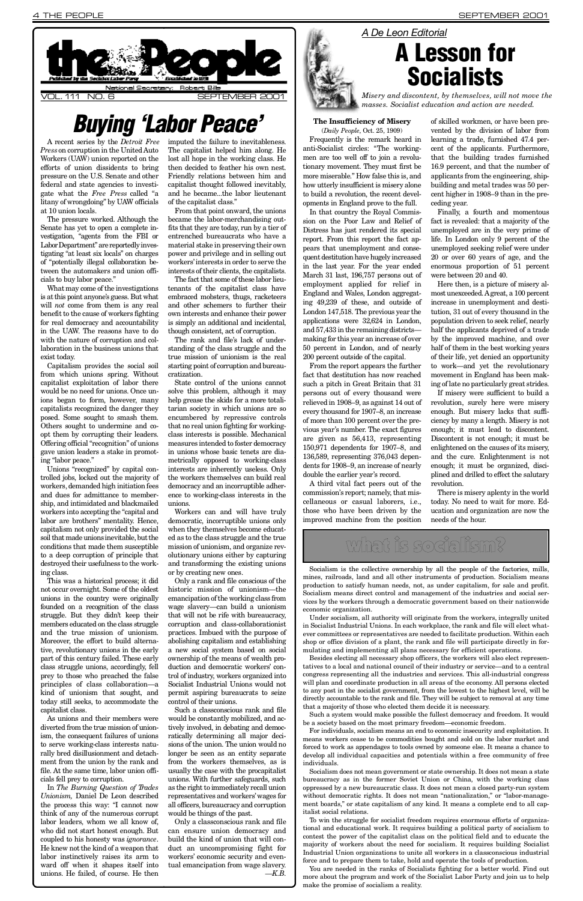the People

Published by the Socialist Labor Party — Established in 1891

National Secretary: Robert Bills

VOL. 111 NO. 6 — SEPTEMBER 2001

# Buying 'Labor Peace'

A recent series by the *Detroit Free Press* on corruption in the United Auto Workers (UAW) union reported on the efforts of union dissidents to bring pressure on the U.S. Senate and other federal and state agencies to investigate what the *Free Press* called "a litany of wrongdoing" by UAW officials at 10 union locals.

The pressure worked. Although the Senate has yet to open a complete investigation, "agents from the FBI or Labor Department" are reportedly investigating "at least six locals" on charges of "potentially illegal collaboration between the automakers and union officials to buy labor peace."

What may come of the investigations is at this point anyone's guess. But what will *not* come from them is any real benefit to the cause of workers fighting for real democracy and accountability in the UAW. The reasons have to do with the nature of corruption and collaboration in the business unions that exist today.

Capitalism provides the social soil from which unions spring. Without capitalist exploitation of labor there would be no need for unions. Once unions began to form, however, many capitalists recognized the danger they posed. Some sought to smash them. Others sought to undermine and co-opt them by corrupting their leaders. Offering official "recognition" of unions gave union leaders a stake in promoting "labor peace."

Unions "recognized" by capital controlled jobs, locked out the majority of workers, demanded high initiation fees and dues for admittance to membership, and intimidated and blackmailed workers into accepting the "capital and labor are brothers" mentality. Hence, capitalism not only provided the social soil that made unions inevitable, but the conditions that made them susceptible to a deep corruption of principle that destroyed their usefulness to the working class.

This was a historical process; it did not occur overnight. Some of the oldest unions in the country were originally founded on a recognition of the class struggle. But they didn't keep their members educated on the class struggle and the true mission of unionism. Moreover, the effort to build alternative, revolutionary unions in the early part of this century failed. These early class struggle unions, accordingly, fell prey to those who preached the false principles of class collaboration—a kind of unionism that sought, and today still seeks, to accommodate the capitalist class.

As unions and their members were diverted from the true mission of unionism, the consequent failures of unions to serve working-class interests naturally bred disillusionment and detachment from the union by the rank and file. At the same time, labor union officials fell prey to corruption.

In *The Burning Question of Trades Unionism,* Daniel De Leon described the process this way: "I cannot now think of any of the numerous corrupt labor leaders, whom we all know of, who did not start honest enough. But coupled to his honesty was *ignorance*. He knew not the kind of a weapon that labor instinctively raises its arm to ward off when it shapes itself into unions. He failed, of course. He then imputed the failure to inevitableness. The capitalist helped him along. He lost all hope in the working class. He then decided to feather his own nest. Friendly relations between him and capitalist thought followed inevitably, and he became...the labor lieutenant of the capitalist class."

From that point onward, the unions became the labor-merchandising outfits that they are today, run by a tier of entrenched bureaucrats who have a material stake in preserving their own power and privilege and in selling out workers' interests in order to serve the interests of their clients, the capitalists.

The fact that some of these labor lieutenants of the capitalist class have embraced mobsters, thugs, racketeers and other schemers to further their own interests and enhance their power is simply an additional and incidental, though consistent, act of corruption.

The rank and file's lack of understanding of the class struggle and the true mission of unionism is the real starting point of corruption and bureaucratization.

State control of the unions cannot solve this problem, although it may help grease the skids for a more totalitarian society in which unions are so encumbered by repressive controls that no real union fighting for working-class interests is possible. Mechanical measures intended to foster democracy in unions whose basic tenets are diametrically opposed to working-class interests are inherently useless. Only the workers themselves can build real democracy and an incorruptible adherence to working-class interests in the unions.

Workers can and will have truly democratic, incorruptible unions only when they themselves become educated as to the class struggle and the true mission of unionism, and organize revolutionary unions either by capturing and transforming the existing unions or by creating new ones.

Only a rank and file conscious of the historic mission of unionism—the emancipation of the working class from wage slavery—can build a unionism that will not be rife with bureaucracy, corruption and class-collaborationist practices. Imbued with the purpose of abolishing capitalism and establishing a new social system based on social ownership of the means of wealth production and democratic workers' control of industry, workers organized into Socialist Industrial Unions would not permit aspiring bureaucrats to seize control of their unions.

Such a classconscious rank and file would be constantly mobilized, and actively involved, in debating and democratically determining all major decisions of the union. The union would no longer be seen as an entity separate from the workers themselves, as is usually the case with the procapitalist unions. With further safeguards, such as the right to immediately recall union representatives and workers' wages for all officers, bureaucracy and corruption would be things of the past.

Only a classconscious rank and file can ensure union democracy and build the kind of union that will conduct an uncompromising fight for workers' economic security and eventual emancipation from wage slavery.

—*K.B.*

*A De Leon Editorial*

# A Lesson for Socialists

*Misery and discontent, by themselves, will not move the masses. Socialist education and action are needed.*

**The Insufficiency of Misery**

(*Daily People*, Oct. 25, 1909)

Frequently is the remark heard in anti-Socialist circles: "The workingmen are too well off to join a revolutionary movement. They must first be more miserable." How false this is, and how utterly insufficient is misery alone to build a revolution, the recent developments in England prove to the full.

In that country the Royal Commission on the Poor Law and Relief of Distress has just rendered its special report. From this report the fact appears that unemployment and consequent destitution have hugely increased in the last year. For the year ended March 31 last, 196,757 persons out of employment applied for relief in England and Wales, London aggregating 49,239 of these, and outside of London 147,518. The previous year the applications were 32,624 in London, and 57,433 in the remaining districts—making for this year an increase of over 50 percent in London, and of nearly 200 percent outside of the capital.

From the report appears the further fact that destitution has now reached such a pitch in Great Britain that 31 persons out of every thousand were relieved in 1908–9, as against 14 out of every thousand for 1907–8, an increase of more than 100 percent over the previous year's number. The exact figures are given as 56,413, representing 150,971 dependents for 1907–8, and 136,589, representing 376,043 dependents for 1908–9, an increase of nearly double the earlier year's record.

A third vital fact peers out of the commission's report; namely, that miscellaneous or casual laborers, i.e., those who have been driven by the improved machine from the position of skilled workmen, or have been prevented by the division of labor from learning a trade, furnished 47.4 percent of the applicants. Furthermore, that the building trades furnished 16.9 percent, and that the number of applicants from the engineering, shipbuilding and metal trades was 50 percent higher in 1908–9 than in the preceding year.

Finally, a fourth and momentous fact is revealed: that a majority of the unemployed are in the very prime of life. In London only 9 percent of the unemployed seeking relief were under 20 or over 60 years of age, and the enormous proportion of 51 percent were between 20 and 40.

Here then, is a picture of misery almost unexceeded. A great, a 100 percent increase in unemployment and destitution, 31 out of every thousand in the population driven to seek relief, nearly half the applicants deprived of a trade by the improved machine, and over half of them in the best working years of their life, yet denied an opportunity to work—and yet the revolutionary movement in England has been making of late no particularly great strides.

If misery were sufficient to build a revolution, surely here were misery enough. But misery lacks that sufficiency by many a length. Misery is not enough; it must lead to discontent. Discontent is not enough; it must be enlightened on the causes of its misery, and the cure. Enlightenment is not enough; it must be organized, disciplined and drilled to effect the salutary revolution.

There is misery aplenty in the world today. No need to wait for more. Education and organization are now the needs of the hour.

## what is socialism?

Socialism is the collective ownership by all the people of the factories, mills, mines, railroads, land and all other instruments of production. Socialism means production to satisfy human needs, not, as under capitalism, for sale and profit. Socialism means direct control and management of the industries and social services by the workers through a democratic government based on their nationwide economic organization.

Under socialism, all authority will originate from the workers, integrally united in Socialist Industrial Unions. In each workplace, the rank and file will elect whatever committees or representatives are needed to facilitate production. Within each shop or office division of a plant, the rank and file will participate directly in formulating and implementing all plans necessary for efficient operations.

Besides electing all necessary shop officers, the workers will also elect representatives to a local and national council of their industry or service—and to a central congress representing all the industries and services. This all-industrial congress will plan and coordinate production in all areas of the economy. All persons elected to any post in the socialist government, from the lowest to the highest level, will be directly accountable to the rank and file. They will be subject to removal at any time that a majority of those who elected them decide it is necessary.

Such a system would make possible the fullest democracy and freedom. It would be a society based on the most primary freedom—economic freedom.

For individuals, socialism means an end to economic insecurity and exploitation. It means workers cease to be commodities bought and sold on the labor market and forced to work as appendages to tools owned by someone else. It means a chance to develop all individual capacities and potentials within a free community of free individuals.

Socialism does not mean government or state ownership. It does not mean a state bureaucracy as in the former Soviet Union or China, with the working class oppressed by a new bureaucratic class. It does not mean a closed party-run system without democratic rights. It does not mean "nationalization," or "labor-management boards," or state capitalism of any kind. It means a complete end to all capitalist social relations.

To win the struggle for socialist freedom requires enormous efforts of organizational and educational work. It requires building a political party of socialism to contest the power of the capitalist class on the political field and to educate the majority of workers about the need for socialism. It requires building Socialist Industrial Union organizations to unite all workers in a classconscious industrial force and to prepare them to take, hold and operate the tools of production.

You are needed in the ranks of Socialists fighting for a better world. Find out more about the program and work of the Socialist Labor Party and join us to help make the promise of socialism a reality.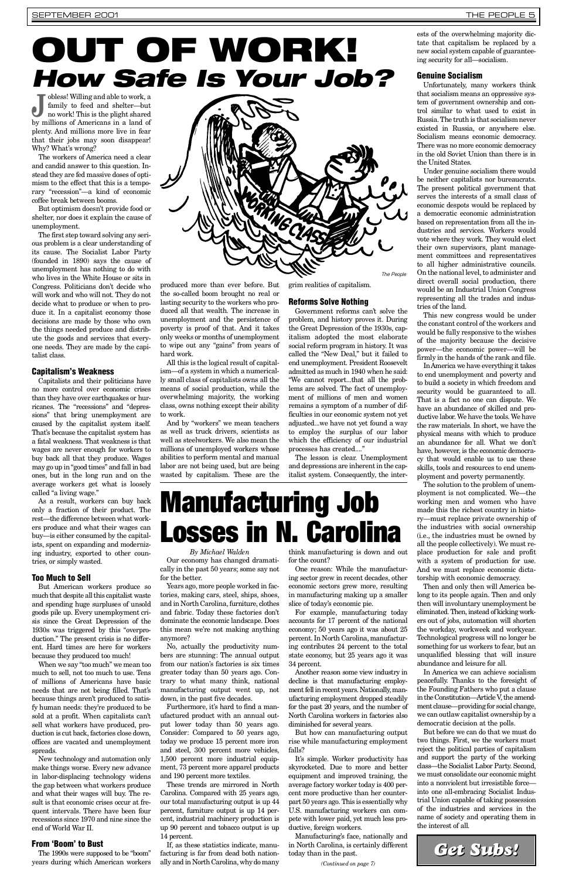# OUT OF WORK!

## *How Safe Is Your Job?*

Jobless! Willing and able to work, a family to feed and shelter—but no work! This is the plight shared by millions of Americans in a land of plenty. And millions more live in fear that their jobs may soon disappear! Why? What's wrong?

The workers of America need a clear and candid answer to this question. Instead they are fed massive doses of optimism to the effect that this is a temporary "recession"—a kind of economic coffee break between booms.

But optimism doesn't provide food or shelter, nor does it explain the cause of unemployment.

The first step toward solving any serious problem is a clear understanding of its cause. The Socialist Labor Party (founded in 1890) says the cause of unemployment has nothing to do with who lives in the White House or sits in Congress. Politicians don't decide who will work and who will not. They do not decide what to produce or when to produce it. In a capitalist economy those decisions are made by those who own the things needed produce and distribute the goods and services that everyone needs. They are made by the capitalist class.

### Capitalism's Weakness

Capitalists and their politicians have no more control over economic crises than they have over earthquakes or hurricanes. The "recessions" and "depressions" that bring unemployment are caused by the capitalist system itself. That's because the capitalist system has a fatal weakness. That weakness is that wages are never enough for workers to buy back all that they produce. Wages may go up in "good times" and fall in bad ones, but in the long run and on the average workers get what is loosely called "a living wage."

As a result, workers can buy back only a fraction of their product. The rest—the difference between what workers produce and what their wages can buy—is either consumed by the capitalists, spent on expanding and modernizing industry, exported to other countries, or simply wasted.

### Too Much to Sell

But American workers produce so much that despite all this capitalist waste and spending huge surpluses of unsold goods pile up. Every unemployment crisis since the Great Depression of the 1930s was triggered by this "overproduction." The present crisis is no different. Hard times are here for workers because they produced too much!

When we say "too much" we mean too much to sell, not too much to use. Tens of millions of Americans have basic needs that are not being filled. That's because things aren't produced to satisfy human needs: they're produced to be sold at a profit. When capitalists can't sell what workers have produced, production is cut back, factories close down, offices are vacated and unemployment spreads.

New technology and automation only make things worse. Every new advance in labor-displacing technology widens the gap between what workers produce and what their wages will buy. The result is that economic crises occur at frequent intervals. There have been four recessions since 1970 and nine since the end of World War II.

### From 'Boom' to Bust

The 1990s were supposed to be "boom" years during which American workers produced more than ever before. But the so-called boom brought no real or lasting security to the workers who produced all that wealth. The increase in unemployment and the persistence of poverty is proof of that. And it takes only weeks or months of unemployment to wipe out any "gains" from years of hard work.

All this is the logical result of capitalism—of a system in which a numerically small class of capitalists owns all the means of social production, while the overwhelming majority, the working class, owns nothing except their ability to work.

And by "workers" we mean teachers as well as truck drivers, scientists as well as steelworkers. We also mean the millions of unemployed workers whose abilities to perform mental and manual labor are not being used, but are being wasted by capitalism. These are the grim realities of capitalism.

### Reforms Solve Nothing

Government reforms can't solve the problem, and history proves it. During the Great Depression of the 1930s, capitalism adopted the most elaborate social reform program in history. It was called the "New Deal," but it failed to end unemployment. President Roosevelt admitted as much in 1940 when he said: "We cannot report...that all the problems are solved. The fact of unemployment of millions of men and women remains a symptom of a number of difficulties in our economic system not yet adjusted...we have not yet found a way to employ the surplus of our labor which the efficiency of our industrial processes has created...."

The lesson is clear. Unemployment and depressions are inherent in the capitalist system. Consequently, the interests of the overwhelming majority dictate that capitalism be replaced by a new social system capable of guaranteeing security for all—socialism.

### Genuine Socialism

Unfortunately, many workers think that socialism means an oppressive system of government ownership and control similar to what used to exist in Russia. The truth is that socialism never existed in Russia, or anywhere else. Socialism means economic democracy. There was no more economic democracy in the old Soviet Union than there is in the United States.

Under genuine socialism there would be neither capitalists nor bureaucrats. The present political government that serves the interests of a small class of economic despots would be replaced by a democratic economic administration based on representation from all the industries and services. Workers would vote where they work. They would elect their own supervisors, plant management committees and representatives to all higher administrative councils. On the national level, to administer and direct overall social production, there would be an Industrial Union Congress representing all the trades and industries of the land.

This new congress would be under the constant control of the workers and would be fully responsive to the wishes of the majority because the decisive power—the economic power—will be firmly in the hands of the rank and file.

In America we have everything it takes to end unemployment and poverty and to build a society in which freedom and security would be guaranteed to all. That is a fact no one can dispute. We have an abundance of skilled and productive labor. We have the tools. We have the raw materials. In short, we have the physical means with which to produce an abundance for all. What we don't have, however, is the economic democracy that would enable us to use these skills, tools and resources to end unemployment and poverty permanently.

The solution to the problem of unemployment is not complicated. We—the working men and women who have made this the richest country in history—must replace private ownership of the industries with social ownership (i.e., the industries must be owned by all the people collectively). We must replace production for sale and profit with a system of production for use. And we must replace economic dictatorship with economic democracy.

Then and only then will America belong to its people again. Then and only then will involuntary unemployment be eliminated. Then, instead of kicking workers out of jobs, automation will shorten the workday, workweek and workyear. Technological progress will no longer be something for us workers to fear, but an unqualified blessing that will insure abundance and leisure for all.

In America we can achieve socialism peacefully. Thanks to the foresight of the Founding Fathers who put a clause in the Constitution—Article V, the amendment clause—providing for social change, we can outlaw capitalist ownership by a democratic decision at the polls.

But before we can do that we must do two things. First, we the workers must reject the political parties of capitalism and support the party of the working class—the Socialist Labor Party. Second, we must consolidate our economic might into a nonviolent but irresistible force—into one all-embracing Socialist Industrial Union capable of taking possession of the industries and services in the name of society and operating them in the interest of all.

*The People*

# Manufacturing Job Losses in N. Carolina

*By Michael Walden*

Our economy has changed dramatically in the past 50 years; some say not for the better.

Years ago, more people worked in factories, making cars, steel, ships, shoes, and in North Carolina, furniture, clothes and fabric. Today these factories don't dominate the economic landscape. Does this mean we're not making anything anymore?

No, actually the productivity numbers are stunning: The annual output from our nation's factories is six times greater today than 50 years ago. Contrary to what many think, national manufacturing output went up, not down, in the past five decades.

Furthermore, it's hard to find a manufactured product with an annual output lower today than 50 years ago. Consider: Compared to 50 years ago, today we produce 15 percent more iron and steel, 300 percent more vehicles, 1,500 percent more industrial equipment, 73 percent more apparel products and 190 percent more textiles.

These trends are mirrored in North Carolina. Compared with 25 years ago, our total manufacturing output is up 44 percent, furniture output is up 14 percent, industrial machinery production is up 90 percent and tobacco output is up 14 percent.

If, as these statistics indicate, manufacturing is far from dead both nationally and in North Carolina, why do many think manufacturing is down and out for the count?

One reason: While the manufacturing sector grew in recent decades, other economic sectors grew more, resulting in manufacturing making up a smaller slice of today's economic pie.

For example, manufacturing today accounts for 17 percent of the national economy; 50 years ago it was about 25 percent. In North Carolina, manufacturing contributes 24 percent to the total state economy, but 25 years ago it was 34 percent.

Another reason some view industry in decline is that manufacturing employment fell in recent years. Nationally, manufacturing employment dropped steadily for the past 20 years, and the number of North Carolina workers in factories also diminished for several years.

But how can manufacturing output rise while manufacturing employment falls?

It's simple. Worker productivity has skyrocketed. Due to more and better equipment and improved training, the average factory worker today is 400 percent more productive than her counterpart 50 years ago. This is essentially why U.S. manufacturing workers can compete with lower paid, yet much less productive, foreign workers.

Manufacturing's face, nationally and in North Carolina, is certainly different today than in the past.

*(Continued on page 7)*

**Get Subs!**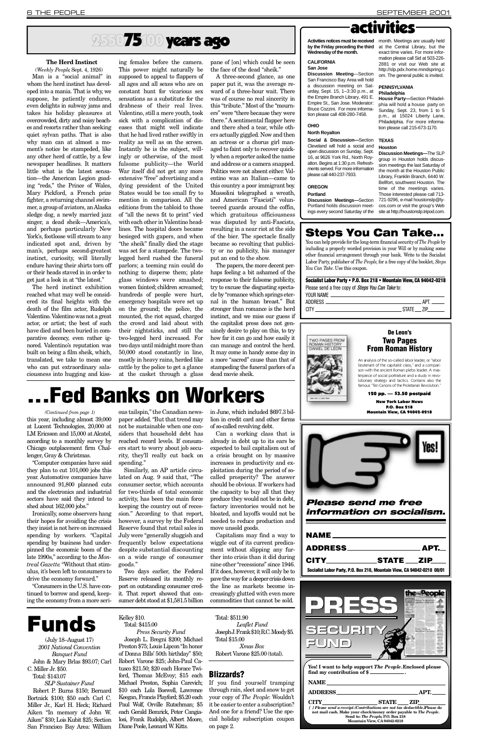# 25 50 75 100 years ago

### The Herd Instinct

(*Weekly People* Sept. 4, 1926)

Man is a "social animal" in whom the herd instinct has developed into a mania. That is why, we suppose, he patiently endures, even delights in subway jams and takes his holiday pleasures at overcrowded, dirty and noisy beaches and resorts rather than seeking quiet sylvan paths. That is also why man can at almost a moment's notice be stampeded, like any other herd of cattle, by a few newspaper headlines. It matters little what is the latest sensation—the American Legion goading "reds," the Prince of Wales, Mary Pickford, a French prize fighter, a returning channel swimmer, a group of aviators, an Alaska sledge dog, a newly married jazz singer, a dead sheik—America's, and perhaps particularly New York's, footloose will stream to any indicated spot and, driven by man's, perhaps second-greatest instinct, curiosity, will literally endure having their shirts torn off or their heads staved in in order to get just a look in at "the latest."

The herd instinct exhibition reached what may well be considered its final heights with the death of the film actor, Rudolph Valentino. Valentino was not a great actor, or artist; the best of such have died and have been buried in comparative decency, even rather ignored. Valentino's reputation was built on being a film sheik, which, translated, we take to mean one who can put extraordinary salaciousness into hugging and kissing females before the camera. This power might naturally be supposed to appeal to flappers of all ages and all sexes who are on constant hunt for vicarious sex sensations as a substitute for the drabness of their real lives. Valentino, still a mere youth, took sick with a complication of diseases that might well indicate that he had lived rather swiftly in reality as well as on the screen. Instantly he is the subject, willingly or otherwise, of the most fulsome publicity—the World War itself did not get any more extensive "free" advertising and a dying president of the United States would be too small fry to mention in comparison. All the editions from the tabloid to those of "all the news fit to print" vied with each other in Valentino headlines. The hospital doors became besieged with gapers, and when "the sheik" finally died the stage was set for a stampede. The two-legged herd rushed the funeral parlors; a teeming rain could do nothing to disperse them; plate glass windows were smashed; women fainted; children screamed; hundreds of people were hurt, emergency hospitals were set up on the ground; the police, the mounted, the riot squad, charged the crowd and laid about with their nightsticks, and still the two-legged herd increased. For two days until midnight more than 50,000 stood constantly in line, mostly in heavy rains, herded like cattle by the police to get a glance at the casket through a glass pane of [on] which could be seen the face of the dead "sheik."

A three-second glance, as one paper put it, was the average reward of a three-hour wait. There was of course no real sincerity in this "tribute." Most of the "mourners" were "there because they were there." A sentimental flapper here and there shed a tear, while others actually giggled. Now and then an actress or a chorus girl managed to faint only to recover quickly when a reporter asked the name and address or a camera snapped. Politics were not absent either. Valentino was an Italian—came to this country a poor immigrant boy. Mussolini telegraphed a wreath, and American "Fascisti" volunteered guards around the coffin, which gratuitous officiousness was disputed by anti-Fascists, resulting in a near riot at the side of the bier. The spectacle finally became so revolting that publicity or no publicity, his manager put an end to the show.

The papers, the more decent perhaps feeling a bit ashamed of the response to their fulsome publicity, try to excuse the disgusting spectacle by "romance which springs eternal in the human breast." But stronger than romance is the herd instinct, and we miss our guess if the capitalist press does not genuinely desire to play on this, to try how far it can go and how easily it can manage and control the herd. It may come in handy some day in a more "sacred" cause than that of stampeding the funeral parlors of a dead movie sheik.

# ...Fed Banks on Workers

*(Continued from page 1)*

this year, including almost 39,000 at Lucent Technologies, 20,000 at LM Ericsson and 15,000 at Alcatel, according to a monthly survey by Chicago outplacement firm Challenger, Gray & Christmas.

"Computer companies have said they plan to cut 101,000 jobs this year. Automotive companies have announced 91,800 planned cuts and the electronics and industrial sectors have said they intend to shed about 162,000 jobs."

Ironically, some observers hang their hopes for avoiding the crisis they insist is not here on increased spending by workers. "Capital spending by business had underpinned the economic boom of the late 1990s," according to the *Montreal Gazette.* "Without that stimulus, it's been left to consumers to drive the economy forward."

"Consumers in the U.S. have continued to borrow and spend, keeping the economy from a more serious tailspin," the Canadian newspaper added. "But that trend may not be sustainable when one considers that household debt has reached record levels. If consumers start to worry about job security, they'll really cut back on spending."

Similarly, an AP article circulated on Aug. 9 said that, "The consumer sector, which accounts for two-thirds of total economic activity, has been the main force keeping the country out of recession." According to that report, however, a survey by the Federal Reserve found that retail sales in July were "generally sluggish and frequently below expectations despite substantial discounting on a wide range of consumer goods."

Two days earlier, the Federal Reserve released its monthly report on outstanding consumer credit. That report showed that consumer debt stood at $1,581.5 billion in June, which included $697.3 billion in credit card and other forms of so-called revolving debt.

Can a working class that is already in debt up to its ears be expected to bail capitalism out of a crisis brought on by massive increases in productivity and exploitation during the period of so-called prosperity? The answer should be obvious. If workers had the capacity to buy all that they produce they would not be in debt, factory inventories would not be bloated, and layoffs would not be needed to reduce production and move unsold goods.

Capitalism may find a way to wiggle out of its current predicament without slipping any further into crisis than it did during nine other "recessions" since 1946. If it does, however, it will only be to pave the way for a deeper crisis down the line as markets become increasingly glutted with even more commodities that cannot be sold.

# Funds

(July 18–August 17)

*2001 National Convention Banquet Fund*

John & Mary Brlas $93.07; Carl C. Miller Jr. $50.

Total: $143.07

*SLP Sustainer Fund*

Robert P. Burns $150; Bernard Bortnick $100; $50 each Carl C. Miller Jr., Karl H. Heck; Richard Aiken "In memory of John W. Aiken" $30; Lois Kubit $25; Section San Francisco Bay Area: William Kelley $10.

Total: $415.00

*Press Security Fund*

Joseph L. Bregni $200; Michael Preston $75; Louis Lipcon "In honor of Donna Bills' 50th birthday" $50; Robert Varone $25; John-Paul Catusco $21.50; $20 each Horace Twiford, Thomas McEvoy; $15 each Michael Preston, Sophia Carevich; $10 each Lola Boswell, Lawrence Keegan, Francis Playford; $5.20 each Paul Wolf, Orville Rutschman; $5 each Gerald Bemrick, Peter Cangialosi, Frank Rudolph, Albert Moore, Diane Poole, Leonard W. Kitts.

Total: $511.90

*Leaflet Fund*

Joseph J. Frank $10; R.C. Moody $5.

Total $15.00

*Xmas Box*

Robert Varone $25.00 (total).

### Blizzards?

If you find yourself tramping through rain, sleet and snow to get your copy of *The People*: Wouldn't it be easier to enter a subscription? And one for a friend? Use the special holiday subscription coupon on page 2.

# activities

**Activities notices must be received by the Friday preceding the third Wednesday of the month.**

**CALIFORNIA**

**San Jose**

**Discussion Meeting**—Section San Francisco Bay Area will hold a discussion meeting on Saturday, Sept. 15, 1–3:30 p.m., at the Empire Branch Library, 491 E. Empire St., San Jose. Moderator: Bruce Cozzini. For more information please call 408-280-7458.

**OHIO**

**North Royalton**

**Social & Discussion—**Section Cleveland will hold a social and open discussion on Sunday, Sept. 16, at 9626 York Rd., North Royalton. Begins at 1:30 p.m. Refreshments served. For more information please call 440-237-7933.

**OREGON**

**Portland**

**Discussion Meetings—**Section Portland holds discussion meetings every second Saturday of the month. Meetings are usually held at the Central Library, but the exact time varies. For more information please call Sid at 503-226-2881 or visit our Web site at http://slp.pdx.home.mindspring.com. The general public is invited.

**PENNSYLVANIA**

**Philadelphia**

**House Party—**Section Philadelphia will hold a house party on Sunday, Sept. 23, from 1 to 5 p.m., at 15024 Liberty Lane, Philadelphia. For more information please call 215-673-1170.

**TEXAS**

**Houston**

**Discussion Meetings—**The SLP group in Houston holds discussion meetings the last Saturday of the month at the Houston Public Library, Franklin Branch, 6440 W. Bellfort, southwest Houston. The time of the meetings varies. Those interested please call 713-721-9296, e-mail houstonslp@lycos.com or visit the group's Web site at http://houstonslp.tripod.com.

## Steps You Can Take...

You can help provide for the long-term financial security of *The People* by including a properly worded provision in your Will or by making some other financial arrangement through your bank. Write to the Socialist Labor Party, publisher of *The People*, for a free copy of the booklet, *Steps You Can Take*. Use this coupon.

**Socialist Labor Party • P.O. Box 218 • Mountain View, CA 94042-0218**

Please send a free copy of *Steps You Can Take* to:

YOUR NAME \_\_\_\_\_\_\_\_\_\_\_\_\_\_\_\_\_\_\_\_\_\_\_\_\_\_\_\_\_\_

ADDRESS \_\_\_\_\_\_\_\_\_\_\_\_\_\_\_\_\_\_\_\_\_\_\_\_\_\_ APT. \_\_\_\_\_

CITY \_\_\_\_\_\_\_\_\_\_\_\_\_\_\_\_\_\_\_\_\_\_ STATE \_\_\_ ZIP\_\_\_\_\_

### De Leon's Two Pages From Roman History

An analysis of the so-called labor leader, or "labor lieutenant of the capitalist class," and a comparison with the ancient Roman plebs leader. A masterpiece of social portraiture and a study in revolutionary strategy and tactics. Contains also the famous "Ten Canons of the Proletarian Revolution."

**120 pp. — $3.50 postpaid**

**New York Labor News**
**P.O. Box 218**
**Mountain View, CA 94042-0218**

Yes!

***Please send me free information on socialism.***

**NAME** \_\_\_\_\_\_\_\_\_\_\_\_\_\_\_\_\_\_\_\_\_\_\_\_\_\_\_\_\_\_

**ADDRESS** \_\_\_\_\_\_\_\_\_\_\_\_\_\_\_\_\_\_\_\_\_\_ **APT.** \_\_\_

**CITY** \_\_\_\_\_\_\_\_\_\_ **STATE** \_\_\_ **ZIP** \_\_\_\_

**Socialist Labor Party, P.O. Box 218, Mountain View, CA 94042-0218 08/01**

## PRESS SECURITY FUND

**Yes! I want to help support *The People*. Enclosed please find my contribution of $ \_\_\_\_\_\_\_\_\_\_.**

**NAME** \_\_\_\_\_\_\_\_\_\_\_\_\_\_\_\_\_\_\_\_\_\_\_\_\_\_\_\_\_\_

**ADDRESS** \_\_\_\_\_\_\_\_\_\_\_\_\_\_\_\_\_\_\_\_\_\_ **APT.** \_\_\_

**CITY** \_\_\_\_\_\_\_\_\_\_ **STATE** \_\_\_ **ZIP** \_\_\_\_

***[ ] Please send a receipt.(Contributions are not tax deductible.)*Please do not mail cash. Make your check/money order payable to *The People*. Send to: *The People*, P.O. Box 218 Mountain View, CA 94042-0218**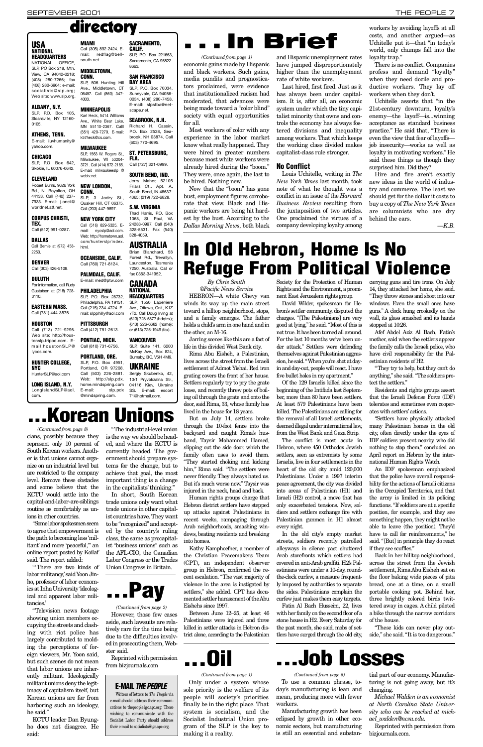# directory

## USA

### NATIONAL HEADQUARTERS

NATIONAL OFFICE, SLP, PO Box 218, Mtn. View, CA 94042-0218; (408) 280-7266; fax (408) 280-6964; e-mail: socialists@slp.org; Web site: www.slp.org.

### ALBANY, N.Y.

SLP, P.O. Box 105, Sloansville, NY 12160-0105.

### ATHENS, TENN.

E-mail: iluvhumanity@yahoo.com.

### CHICAGO

SLP, P.O. Box 642, Skokie, IL 60076-0642.

### CLEVELAND

Robert Burns, 9626 York Rd., N. Royalton, OH 44133. Call (440) 237-7933. E-mail: j.oneil@worldnet.att.net.

### CORPUS CHRISTI, TEX.

Call (512) 991-0287.

### DALLAS

Call Bernie at (972) 458-2253.

### DENVER

Call (303) 426-5108.

### DULUTH

For information, call Rudy Gustafson at (218) 728-3110.

### EASTERN MASS.

Call (781) 444-3576.

### HOUSTON

Call (713) 721-9296. Web site: http://houstonslp.tripod.com. E-mail:houstonSLP@lycos.com.

### HUNTER COLLEGE, NYC

HunterSLP@aol.com

### LONG ISLAND, N.Y.

LongIslandSLP@aol.com.

### MIAMI

Call (305) 892-2424. E-mail: redflag@bellsouth.net.

### MIDDLETOWN, CONN.

SLP, 506 Hunting Hill Ave., Middletown, CT 06457. Call (860) 347-4003.

### MINNEAPOLIS

Karl Heck, 5414 Williams Ave., White Bear Lake, MN 55110-2367. Call (651) 429-7279. E-mail: k57heck@cs.com.

### MILWAUKEE

SLP, 1563 W. Rogers St., Milwaukee, WI 53204-3721. Call (414) 672-2185. E-mail: milwaukeeslp@webtv.net.

### NEW LONDON, CONN.

SLP, 3 Jodry St., Quaker Hill, CT 06375. Call (203) 447-9897.

### NEW YORK CITY

Call (516) 829-5325. E-mail: nycslp@aol.com. Web: http://hometown.aol.com/hunterslp/index.html.

### OCEANSIDE, CALIF.

Call (760) 721-8124.

### PALMDALE, CALIF.

E-mail: med@ptw.com

### PHILADELPHIA

SLP, P.O. Box 28732, Philadelphia, PA 19151. Call (215) 234-4724. E-mail: slpphilly@aol.com

### PITTSBURGH

Call (412) 751-2613.

### PONTIAC, MICH.

Call (810) 731-6756.

### PORTLAND, ORE.

SLP, P.O. Box 4951, Portland, OR 97208. Call (503) 226-2881. Web: http://slp.pdx.home.mindspring.com E-mail: slp.pdx@mindspring.com.

### SACRAMENTO, CALIF.

SLP, P.O. Box 221663, Sacramento, CA 95822-8663.

### SAN FRANCISCO BAY AREA

SLP, P.O. Box 70034, Sunnyvale, CA 94086-0034. (408) 280-7458. E-mail: slpsfba@netscape.net.

### SEABROOK, N.H.

Richard H. Cassin, P.O. Box 2538, Seabrook, NH 03874. Call (603) 770-4695.

### ST. PETERSBURG, FLA.

Call (727) 321-0999.

### SOUTH BEND, IND.

Jerry Maher, 52105 Friars Ct., Apt. A, South Bend, IN 46637-4365; (219) 722-6828.

### S.W. VIRGINIA

Thad Harris, P.O. Box 1068, St. Paul, VA 24283-0997. Call (540) 328-5531. Fax (540) 328-4059.

## AUSTRALIA

Brian Blanchard, 58 Forest Rd., Trevallyn, Launceston, Tasmania 7250, Australia. Call or fax 0363-341952.

## CANADA

### NATIONAL HEADQUARTERS

SLP, 1550 Laperriere Ave., Ottawa, Ont., K1Z 7T2. Call Doug Irving at (613) 728-5877 (hdqtrs.); (613) 226-6682 (home); or (613) 725-1949 (fax).

### VANCOUVER

SLP, Suite 141, 6200 McKay Ave., Box 824, Burnaby, BC, V5H 4M9.

## UKRAINE

Sergiy Skubenko, 42, 10/1 Pryvokzalna Str., 04116 Kiev, Ukraine SS. E-mail: escort71@hotmail.com.

# . . . In Brief

*(Continued from page 1)*

economic gains made by Hispanic and black workers. Such gains, media pundits and prognosticators proclaimed, were evidence that institutionalized racism had moderated, that advances were being made toward a "color blind" society with equal opportunities for all.

Most workers of color with any experience in the labor market know what really happened. They were hired in greater numbers because most white workers were already hired during the "boom." They were, once again, the last to be hired. Nothing new.

Now that the "boom" has gone bust, employment figures corroborate that view. Black and Hispanic workers are being hit hardest by the bust. According to the *Dallas Morning News*, both black and Hispanic unemployment rates have jumped disproportionately higher than the unemployment rate of white workers.

Last hired, first fired. Just as it has always been under capitalism. It is, after all, an economic system under which the tiny capitalist minority that owns and controls the economy has always fostered divisions and inequality among workers. That which keeps the working class divided makes capitalist-class rule stronger.

### No Conflict

Louis Uchitelle, writing in *The New York Times* last month, took note of what he thought was a conflict in an issue of the *Harvard Business Review* resulting from the juxtaposition of two articles. One proclaimed the virtues of a company developing loyalty among workers by avoiding layoffs at all costs, and another argued—as Uchitelle put it—that "in today's world, only chumps fall into the loyalty trap."

There is no conflict. Companies profess and demand "loyalty" when they need docile and productive workers. They lay off workers when they don't.

Uchitelle asserts that "in the 21st-century downturn, loyalty's enemy—the layoff—is...winning acceptance as standard business practice." He said that, "There is even the view that fear of layoffs—job insecurity—works as well as loyalty in motivating workers." He said these things as though they surprised him. Did they?

Hire and fire aren't exactly new ideas in the world of industry and commerce. The least we should get for the dollar it costs to buy a copy of *The New York Times* are columnists who are dry behind the ears.

—K.B.

# In Old Hebron, Home Is No Refuge From Political Violence

*By Chris Smith*
*©Pacific News Service*

HEBRON—A white Chevy van winds its way up the main street toward a hilltop neighborhood, stops, and a family emerges. The father holds a child's arm in one hand and in the other, an M-16.

Jarring scenes like this are a fact of life in this divided West Bank city.

Rima Abu Eisheh, a Palestinian, lives across the street from the Israeli settlement of Admot Yishai. Red iron grating covers the front of her house. Settlers regularly try to pry the grate loose, and recently threw pots of boiling oil through the grate and onto the door, said Rima, 33, whose family has lived in the house for 18 years.

But on July 14, settlers broke through the 10-foot fence into the backyard and caught Rima's husband, Taysir Mohammed Hamed, slipping out the door, which the family often uses to avoid them. "They started choking and kicking him," Rima said. "The settlers were never friendly. They always hated us. But it's much worse now." Taysir was injured in the neck, head and back.

Human rights groups charge that Hebron district settlers have stepped up attacks against Palestinians in recent weeks, rampaging through Arab neighborhoods, smashing windows, beating residents and breaking into homes.

Kathy Kamphoefner, a member of the Christian Peacemakers Team (CPT), an independent observer group in Hebron, confirmed the recent escalation. "The vast majority of violence in the area is instigated by settlers," she added. CPT has documented settler harassment of the Abu Eishehs since 1997.

Between June 12–25, at least 46 Palestinians were injured and three killed in settler attacks in Hebron district alone, according to the Palestinian Society for the Protection of Human Rights and the Environment, a prominent East Jerusalem rights group.

David Wilder, spokesman for Hebron's settler community, disputed the charges. "[The Palestinians] are very good at lying," he said. "Most of this is not true. It has been turned all around. For the last 10 months we've been under attack." Settlers were defending themselves against Palestinian aggression, he said. "When you're shot at day-in and day-out, people will react. I have five bullet holes in my apartment."

Of the 129 Israelis killed since the beginning of the Intifada last September, more than 80 have been settlers. At least 579 Palestinians have been killed. The Palestinians are calling for the removal of all Israeli settlements, deemed illegal under international law, from the West Bank and Gaza Strip.

The conflict is most acute in Hebron, where 450 Orthodox Jewish settlers, seen as extremists by some Israelis, live in four settlements in the heart of the old city amid 120,000 Palestinians. Under a 1997 interim peace agreement, the city was divided into areas of Palestinian (H1) and Israeli (H2) control, a move that has only exacerbated tensions. Now, soldiers and settlers exchange fire with Palestinian gunmen in H1 almost every night.

In the old city's empty market streets, soldiers recently patrolled alleyways in silence past shuttered Arab storefronts which settlers had covered in anti-Arab graffiti. H2's Palestinians were under a 10-day, round-the-clock curfew, a measure frequently imposed by authorities to separate the sides. Palestinians complain the curfew just makes them easy targets.

Fatin Al Bach Husseini, 22, lives with her family on the second floor of a stone house in H2. Every Saturday for the past month, she said, mobs of settlers have surged through the old city, carrying guns and tire irons. On July 14, they attacked her home, she said. "They throw stones and shoot into our windows. Even the small ones have guns." A clock hung crookedly on the wall, its glass smashed and its hands stopped at 10:26.

Afef Abdel Aziz Al Bach, Fatin's mother, said when the settlers appear the family calls the Israeli police, who have civil responsibility for the Palestinian residents of H2.

"They try to help, but they can't do anything," she said. "The soldiers protect the settlers."

Residents and rights groups assert that the Israeli Defense Force (IDF) tolerates and sometimes even cooperates with settlers' actions.

"Settlers have physically attacked many Palestinian homes in the old city, often directly under the eyes of IDF soldiers present nearby, who did nothing to stop them," concluded an April report on Hebron by the international Human Rights Watch.

An IDF spokesman emphasized that the police have overall responsibility for the actions of Israeli citizens in the Occupied Territories, and that the army is limited in its policing functions. "If soldiers are at a specific position, for example, and they see something happen, they might not be able to leave (the position). They'd have to call for reinforcements," he said. "[But] in principle they do react if they see scuffles."

Back in her hilltop neighborhood, across the street from the Jewish settlement, Rima Abu Eisheh sat on the floor baking wide pieces of pita bread, one at a time, on a small portable cooking pot. Behind her, three brightly colored birds twittered away in cages. A child piloted a bike through the narrow corridors of the house.

"These kids can never play outside," she said. "It is too dangerous."

# ...Korean Unions

*(Continued from page 8)*

cians, possibly because they represent only 10 percent of South Korean workers. Another is that unions cannot organize on an industrial level but are restricted to the company level. Remove these obstacles and some believe that the KCTU would settle into the capital-and-labor-are-siblings routine as comfortably as unions in other countries.

"Some labor spokesmen seem to agree that empowerment is the path to becoming less 'militant' and more 'peaceful,'" an online report posted by Koilaf said. The report added:

"'There are two kinds of labor militancy,' said Yoon Jin-ho, professor of labor economics at Inha University 'ideological and apparent labor militancies.'

"Television news footage showing union members occupying the streets and clashing with riot police has largely contributed to molding the perceptions of foreign viewers, Mr. Yoon said, but such scenes do not mean that labor unions are inherently militant. Ideologically militant unions deny the legitimacy of capitalism itself, but Korean unions are far from harboring such an ideology, he said."

KCTU leader Dan Byung-ho does not disagree. He said:

"The industrial-level union is the way we should be headed, and where the KCTU is currently headed. The government should prepare systems for the change, but to achieve that goal, the most important thing is a change in the capitalists' thinking."

In short, South Korean trade unions only want what trade unions in other capitalist countries have. They want to be "recognized" and accepted by the country's ruling class, the same as procapitalist "business unions" such as the AFL-CIO, the Canadian Labor Congress or the Trades Union Congress in Britain.

# ...Pay

*(Continued from page 2)*

However, those few cases aside, such lawsuits are relatively rare for the time being due to the difficulties involved in prosecuting them, Webster said.

Reprinted with permission from bizjournals.com

### E-MAIL *THE PEOPLE*

Writers of letters to *The People* via e-mail should address their communications to thepeople.igc.apc.org. Those wishing to communicate with the Socialist Labor Party should address their e-mail to socialists@igc.apc.org.

# ...Oil

*(Continued from page 1)*

Only under a system whose sole priority is the welfare of its people will society's priorities finally be in the right place. That system is socialism, and the Socialist Industrial Union program of the SLP is the key to making it a reality.

# ...Job Losses

*(Continued from page 5)*

To use a common phrase, today's manufacturing is lean and mean, producing more with fewer workers.

Manufacturing growth has been eclipsed by growth in other economic sectors, but manufacturing is still an essential and substantial part of our economy. Manufacturing is not going away, but it's changing.

*Michael Walden is an economist at North Carolina State University who can be reached at michael_walden@ncsu.edu.*

Reprinted with permission from bizjournals.com.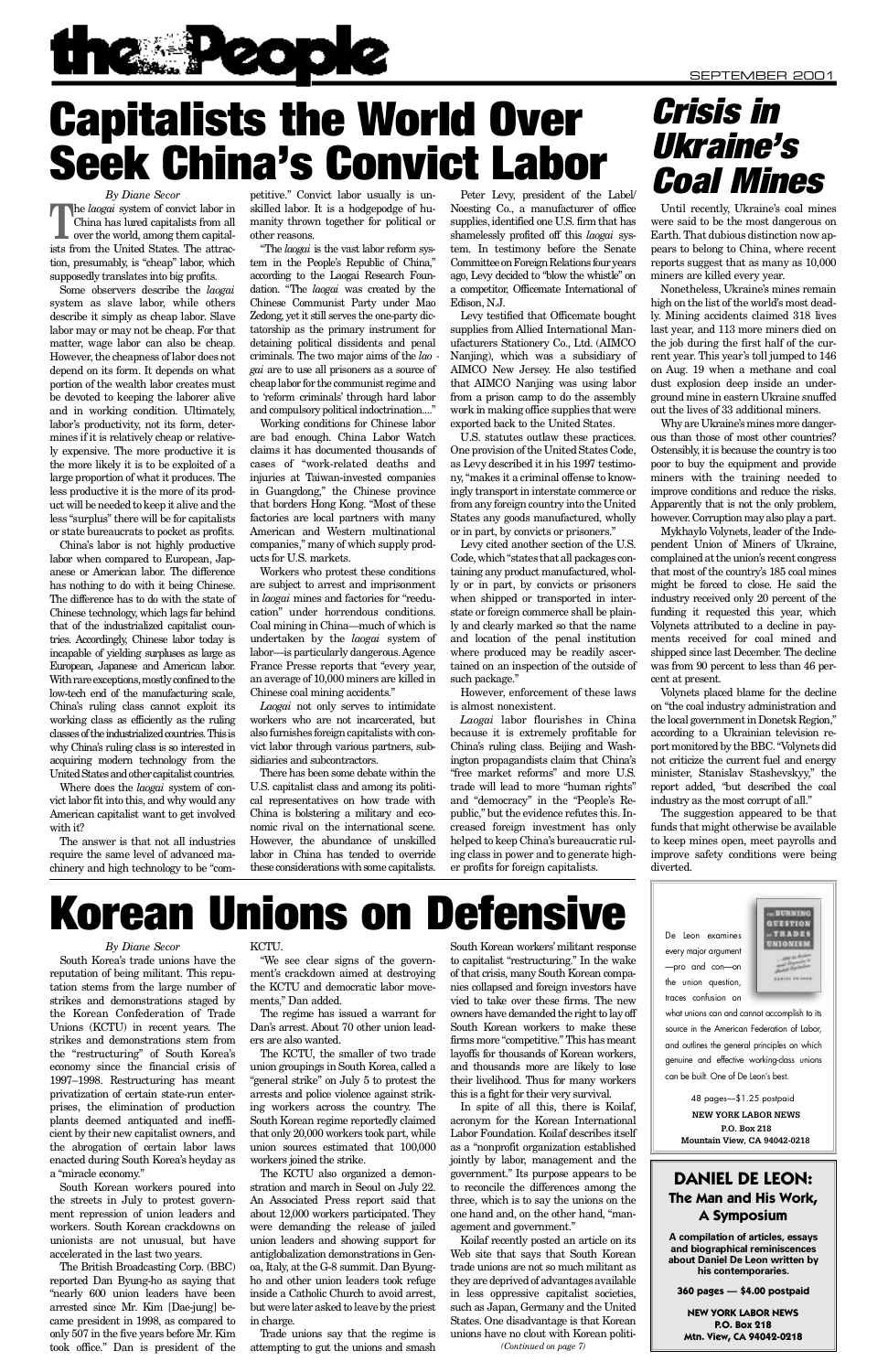# Capitalists the World Over Seek China's Convict Labor

*By Diane Secor*

The *laogai* system of convict labor in China has lured capitalists from all over the world, among them capitalists from the United States. The attraction, presumably, is "cheap" labor, which supposedly translates into big profits.

Some observers describe the *laogai* system as slave labor, while others describe it simply as cheap labor. Slave labor may or may not be cheap. For that matter, wage labor can also be cheap. However, the cheapness of labor does not depend on its form. It depends on what portion of the wealth labor creates must be devoted to keeping the laborer alive and in working condition. Ultimately, labor's productivity, not its form, determines if it is relatively cheap or relatively expensive. The more productive it is the more likely it is to be exploited of a large proportion of what it produces. The less productive it is the more of its product will be needed to keep it alive and the less "surplus" there will be for capitalists or state bureaucrats to pocket as profits.

China's labor is not highly productive labor when compared to European, Japanese or American labor. The difference has nothing to do with it being Chinese. The difference has to do with the state of Chinese technology, which lags far behind that of the industrialized capitalist countries. Accordingly, Chinese labor today is incapable of yielding surpluses as large as European, Japanese and American labor. With rare exceptions, mostly confined to the low-tech end of the manufacturing scale, China's ruling class cannot exploit its working class as efficiently as the ruling classes of the industrialized countries. This is why China's ruling class is so interested in acquiring modern technology from the United States and other capitalist countries.

Where does the *laogai* system of convict labor fit into this, and why would any American capitalist want to get involved with it?

The answer is that not all industries require the same level of advanced machinery and high technology to be "competitive." Convict labor usually is unskilled labor. It is a hodgepodge of humanity thrown together for political or other reasons.

"The *laogai* is the vast labor reform system in the People's Republic of China," according to the Laogai Research Foundation. "The *laogai* was created by the Chinese Communist Party under Mao Zedong, yet it still serves the one-party dictatorship as the primary instrument for detaining political dissidents and penal criminals. The two major aims of the *laogai* are to use all prisoners as a source of cheap labor for the communist regime and to 'reform criminals' through hard labor and compulsory political indoctrination...."

Working conditions for Chinese labor are bad enough. China Labor Watch claims it has documented thousands of cases of "work-related deaths and injuries at Taiwan-invested companies in Guangdong," the Chinese province that borders Hong Kong. "Most of these factories are local partners with many American and Western multinational companies," many of which supply products for U.S. markets.

Workers who protest these conditions are subject to arrest and imprisonment in *laogai* mines and factories for "reeducation" under horrendous conditions. Coal mining in China—much of which is undertaken by the *laogai* system of labor—is particularly dangerous. Agence France Presse reports that "every year, an average of 10,000 miners are killed in Chinese coal mining accidents."

*Laogai* not only serves to intimidate workers who are not incarcerated, but also furnishes foreign capitalists with convict labor through various partners, subsidiaries and subcontractors.

There has been some debate within the U.S. capitalist class and among its political representatives on how trade with China is bolstering a military and economic rival on the international scene. However, the abundance of unskilled labor in China has tended to override these considerations with some capitalists.

Peter Levy, president of the Label/Noesting Co., a manufacturer of office supplies, identified one U.S. firm that has shamelessly profited off this *laogai* system. In testimony before the Senate Committee on Foreign Relations four years ago, Levy decided to "blow the whistle" on a competitor, Officemate International of Edison, N.J.

Levy testified that Officemate bought supplies from Allied International Manufacturers Stationery Co., Ltd. (AIMCO Nanjing), which was a subsidiary of AIMCO New Jersey. He also testified that AIMCO Nanjing was using labor from a prison camp to do the assembly work in making office supplies that were exported back to the United States.

U.S. statutes outlaw these practices. One provision of the United States Code, as Levy described it in his 1997 testimony, "makes it a criminal offense to knowingly transport in interstate commerce or from any foreign country into the United States any goods manufactured, wholly or in part, by convicts or prisoners."

Levy cited another section of the U.S. Code, which "states that all packages containing any product manufactured, wholly or in part, by convicts or prisoners when shipped or transported in interstate or foreign commerce shall be plainly and clearly marked so that the name and location of the penal institution where produced may be readily ascertained on an inspection of the outside of such package."

However, enforcement of these laws is almost nonexistent.

*Laogai* labor flourishes in China because it is extremely profitable for China's ruling class. Beijing and Washington propagandists claim that China's "free market reforms" and more U.S. trade will lead to more "human rights" and "democracy" in the "People's Republic," but the evidence refutes this. Increased foreign investment has only helped to keep China's bureaucratic ruling class in power and to generate higher profits for foreign capitalists.

# Crisis in Ukraine's Coal Mines

Until recently, Ukraine's coal mines were said to be the most dangerous on Earth. That dubious distinction now appears to belong to China, where recent reports suggest that as many as 10,000 miners are killed every year.

Nonetheless, Ukraine's mines remain high on the list of the world's most deadly. Mining accidents claimed 318 lives last year, and 113 more miners died on the job during the first half of the current year. This year's toll jumped to 146 on Aug. 19 when a methane and coal dust explosion deep inside an underground mine in eastern Ukraine snuffed out the lives of 33 additional miners.

Why are Ukraine's mines more dangerous than those of most other countries? Ostensibly, it is because the country is too poor to buy the equipment and provide miners with the training needed to improve conditions and reduce the risks. Apparently that is not the only problem, however. Corruption may also play a part.

Mykhaylo Volynets, leader of the Independent Union of Miners of Ukraine, complained at the union's recent congress that most of the country's 185 coal mines might be forced to close. He said the industry received only 20 percent of the funding it requested this year, which Volynets attributed to a decline in payments received for coal mined and shipped since last December. The decline was from 90 percent to less than 46 percent at present.

Volynets placed blame for the decline on "the coal industry administration and the local government in Donetsk Region," according to a Ukrainian television report monitored by the BBC. "Volynets did not criticize the current fuel and energy minister, Stanislav Stashevskyy," the report added, "but described the coal industry as the most corrupt of all."

The suggestion appeared to be that funds that might otherwise be available to keep mines open, meet payrolls and improve safety conditions were being diverted.

# Korean Unions on Defensive

*By Diane Secor*

South Korea's trade unions have the reputation of being militant. This reputation stems from the large number of strikes and demonstrations staged by the Korean Confederation of Trade Unions (KCTU) in recent years. The strikes and demonstrations stem from the "restructuring" of South Korea's economy since the financial crisis of 1997–1998. Restructuring has meant privatization of certain state-run enterprises, the elimination of production plants deemed antiquated and inefficient by their new capitalist owners, and the abrogation of certain labor laws enacted during South Korea's heyday as a "miracle economy."

South Korean workers poured into the streets in July to protest government repression of union leaders and workers. South Korean crackdowns on unionists are not unusual, but have accelerated in the last two years.

The British Broadcasting Corp. (BBC) reported Dan Byung-ho as saying that "nearly 600 union leaders have been arrested since Mr. Kim [Dae-jung] became president in 1998, as compared to only 507 in the five years before Mr. Kim took office." Dan is president of the KCTU.

"We see clear signs of the government's crackdown aimed at destroying the KCTU and democratic labor movements," Dan added.

The regime has issued a warrant for Dan's arrest. About 70 other union leaders are also wanted.

The KCTU, the smaller of two trade union groupings in South Korea, called a "general strike" on July 5 to protest the arrests and police violence against striking workers across the country. The South Korean regime reportedly claimed that only 20,000 workers took part, while union sources estimated that 100,000 workers joined the strike.

The KCTU also organized a demonstration and march in Seoul on July 22. An Associated Press report said that about 12,000 workers participated. They were demanding the release of jailed union leaders and showing support for antiglobalization demonstrations in Genoa, Italy, at the G-8 summit. Dan Byung-ho and other union leaders took refuge inside a Catholic Church to avoid arrest, but were later asked to leave by the priest in charge.

Trade unions say that the regime is attempting to gut the unions and smash South Korean workers' militant response to capitalist "restructuring." In the wake of that crisis, many South Korean companies collapsed and foreign investors have vied to take over these firms. The new owners have demanded the right to lay off South Korean workers to make these firms more "competitive." This has meant layoffs for thousands of Korean workers, and thousands more are likely to lose their livelihood. Thus for many workers this is a fight for their very survival.

In spite of all this, there is Koilaf, acronym for the Korean International Labor Foundation. Koilaf describes itself as a "nonprofit organization established jointly by labor, management and the government." Its purpose appears to be to reconcile the differences among the three, which is to say the unions on the one hand and, on the other hand, "management and government."

Koilaf recently posted an article on its Web site that says that South Korean trade unions are not so much militant as they are deprived of advantages available in less oppressive capitalist societies, such as Japan, Germany and the United States. One disadvantage is that Korean unions have no clout with Korean politi-

*(Continued on page 7)*

---

De Leon examines every major argument—pro and con—on the union question, traces confusion on what unions can and cannot accomplish to its source in the American Federation of Labor, and outlines the general principles on which genuine and effective working-class unions can be built. One of De Leon's best.

48 pages—$1.25 postpaid

**NEW YORK LABOR NEWS**
**P.O. Box 218**
**Mountain View, CA 94042-0218**

---

## DANIEL DE LEON: The Man and His Work, A Symposium

**A compilation of articles, essays and biographical reminiscences about Daniel De Leon written by his contemporaries.**

**360 pages — $4.00 postpaid**

**NEW YORK LABOR NEWS**
**P.O. Box 218**
**Mtn. View, CA 94042-0218**